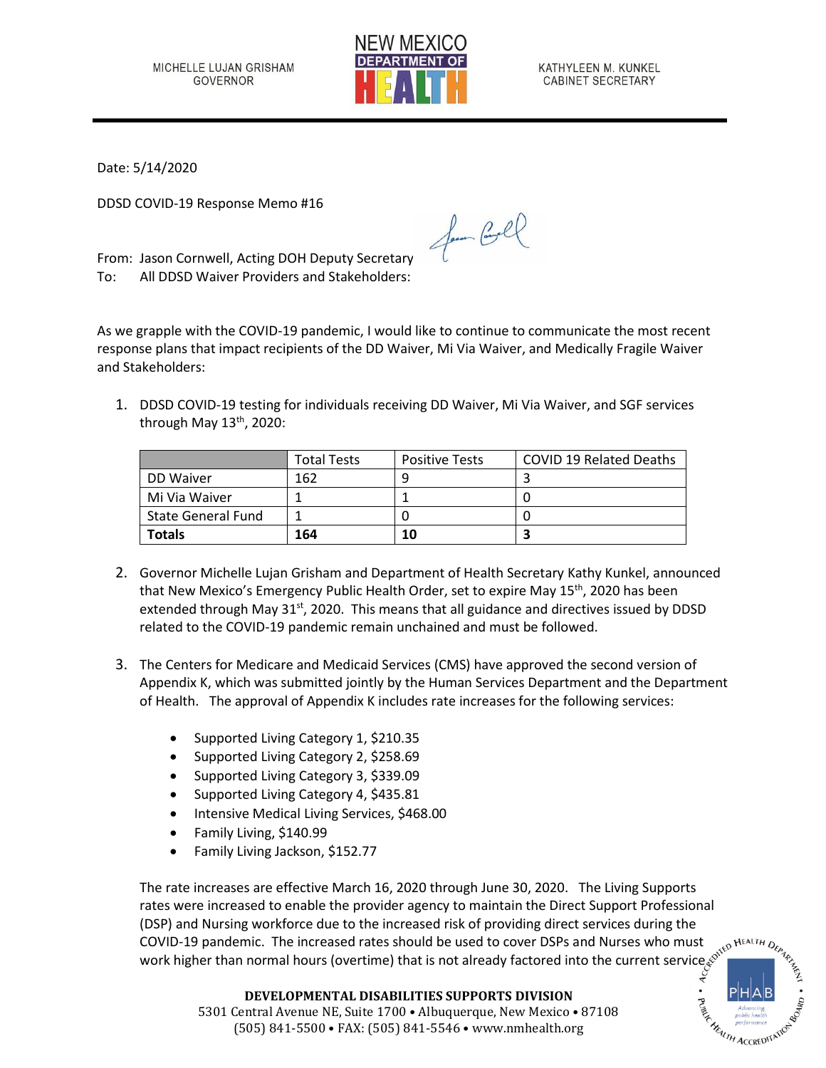MICHELLE LUJAN GRISHAM
GOVERNOR

NEW MEXICO
DEPARTMENT OF
HEALTH

KATHYLEEN M. KUNKEL
CABINET SECRETARY

Date: 5/14/2020

DDSD COVID-19 Response Memo #16

From: Jason Cornwell, Acting DOH Deputy Secretary
To: All DDSD Waiver Providers and Stakeholders:

As we grapple with the COVID-19 pandemic, I would like to continue to communicate the most recent response plans that impact recipients of the DD Waiver, Mi Via Waiver, and Medically Fragile Waiver and Stakeholders:

1. DDSD COVID-19 testing for individuals receiving DD Waiver, Mi Via Waiver, and SGF services through May 13th, 2020:

| | Total Tests | Positive Tests | COVID 19 Related Deaths |
|---|---|---|---|
| DD Waiver | 162 | 9 | 3 |
| Mi Via Waiver | 1 | 1 | 0 |
| State General Fund | 1 | 0 | 0 |
| **Totals** | **164** | **10** | **3** |

2. Governor Michelle Lujan Grisham and Department of Health Secretary Kathy Kunkel, announced that New Mexico's Emergency Public Health Order, set to expire May 15th, 2020 has been extended through May 31st, 2020. This means that all guidance and directives issued by DDSD related to the COVID-19 pandemic remain unchained and must be followed.

3. The Centers for Medicare and Medicaid Services (CMS) have approved the second version of Appendix K, which was submitted jointly by the Human Services Department and the Department of Health. The approval of Appendix K includes rate increases for the following services:

   - Supported Living Category 1, $210.35
   - Supported Living Category 2, $258.69
   - Supported Living Category 3, $339.09
   - Supported Living Category 4, $435.81
   - Intensive Medical Living Services, $468.00
   - Family Living, $140.99
   - Family Living Jackson, $152.77

   The rate increases are effective March 16, 2020 through June 30, 2020. The Living Supports rates were increased to enable the provider agency to maintain the Direct Support Professional (DSP) and Nursing workforce due to the increased risk of providing direct services during the COVID-19 pandemic. The increased rates should be used to cover DSPs and Nurses who must work higher than normal hours (overtime) that is not already factored into the current service

**DEVELOPMENTAL DISABILITIES SUPPORTS DIVISION**
5301 Central Avenue NE, Suite 1700 • Albuquerque, New Mexico • 87108
(505) 841-5500 • FAX: (505) 841-5546 • www.nmhealth.org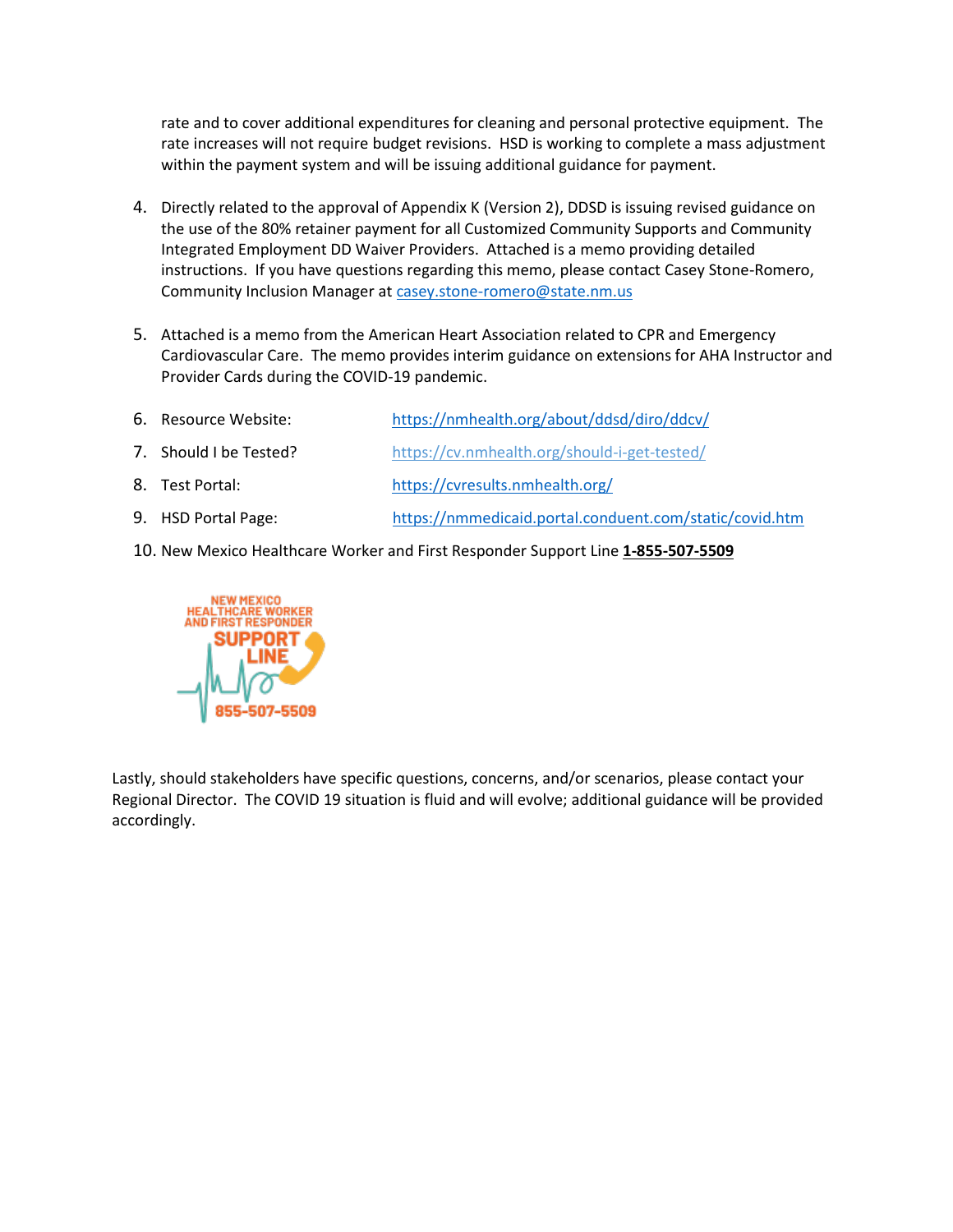rate and to cover additional expenditures for cleaning and personal protective equipment. The rate increases will not require budget revisions. HSD is working to complete a mass adjustment within the payment system and will be issuing additional guidance for payment.

4. Directly related to the approval of Appendix K (Version 2), DDSD is issuing revised guidance on the use of the 80% retainer payment for all Customized Community Supports and Community Integrated Employment DD Waiver Providers. Attached is a memo providing detailed instructions. If you have questions regarding this memo, please contact Casey Stone-Romero, Community Inclusion Manager at casey.stone-romero@state.nm.us

5. Attached is a memo from the American Heart Association related to CPR and Emergency Cardiovascular Care. The memo provides interim guidance on extensions for AHA Instructor and Provider Cards during the COVID-19 pandemic.

6. Resource Website: https://nmhealth.org/about/ddsd/diro/ddcv/
7. Should I be Tested? https://cv.nmhealth.org/should-i-get-tested/
8. Test Portal: https://cvresults.nmhealth.org/
9. HSD Portal Page: https://nmmedicaid.portal.conduent.com/static/covid.htm
10. New Mexico Healthcare Worker and First Responder Support Line **1-855-507-5509**

NEW MEXICO HEALTHCARE WORKER AND FIRST RESPONDER SUPPORT LINE 855-507-5509

Lastly, should stakeholders have specific questions, concerns, and/or scenarios, please contact your Regional Director. The COVID 19 situation is fluid and will evolve; additional guidance will be provided accordingly.